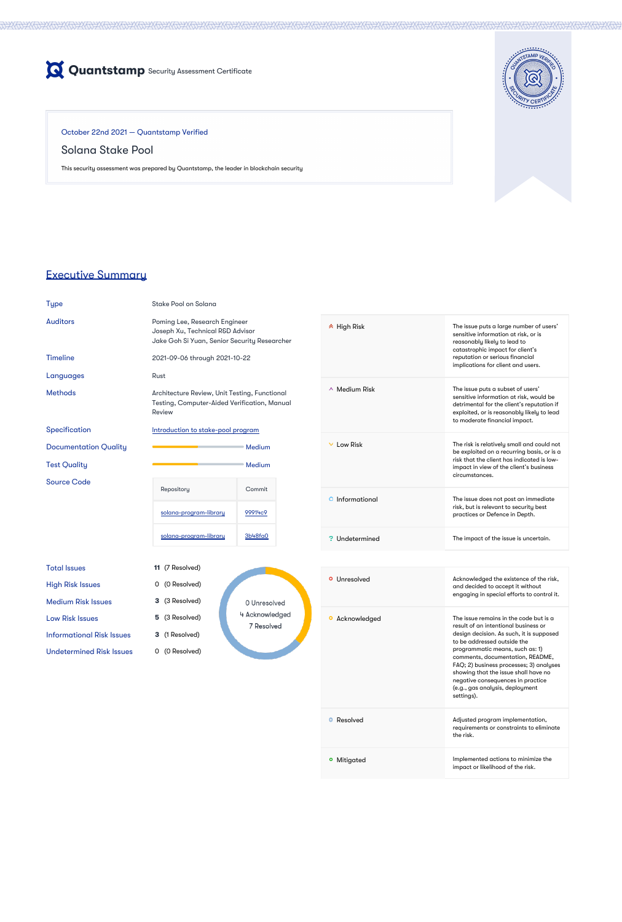**Quantstamp** Security Assessment Certificate

October 22nd 2021 — Quantstamp Verified

# Solana Stake Pool

This security assessment was prepared by Quantstamp, the leader in blockchain security

## Executive Summary

| | |
|---|---|
| Type | Stake Pool on Solana |
| Auditors | Poming Lee, Research Engineer<br>Joseph Xu, Technical R&D Advisor<br>Jake Goh Si Yuan, Senior Security Researcher |
| Timeline | 2021-09-06 through 2021-10-22 |
| Languages | Rust |
| Methods | Architecture Review, Unit Testing, Functional Testing, Computer-Aided Verification, Manual Review |
| Specification | Introduction to stake-pool program |
| Documentation Quality | Medium |
| Test Quality | Medium |
| Source Code | see table below |

| Repository | Commit |
|---|---|
| solana-program-library | 99914c9 |
| solana-program-library | 3b48fa0 |

| | |
|---|---|
| Total Issues | **11** (7 Resolved) |
| High Risk Issues | 0 (0 Resolved) |
| Medium Risk Issues | **3** (3 Resolved) |
| Low Risk Issues | **5** (3 Resolved) |
| Informational Risk Issues | **3** (1 Resolved) |
| Undetermined Risk Issues | 0 (0 Resolved) |

0 Unresolved
4 Acknowledged
7 Resolved

| Risk Level | Description |
|---|---|
| High Risk | The issue puts a large number of users' sensitive information at risk, or is reasonably likely to lead to catastrophic impact for client's reputation or serious financial implications for client and users. |
| Medium Risk | The issue puts a subset of users' sensitive information at risk, would be detrimental for the client's reputation if exploited, or is reasonably likely to lead to moderate financial impact. |
| Low Risk | The risk is relatively small and could not be exploited on a recurring basis, or is a risk that the client has indicated is low-impact in view of the client's business circumstances. |
| Informational | The issue does not post an immediate risk, but is relevant to security best practices or Defence in Depth. |
| Undetermined | The impact of the issue is uncertain. |

| Status | Description |
|---|---|
| Unresolved | Acknowledged the existence of the risk, and decided to accept it without engaging in special efforts to control it. |
| Acknowledged | The issue remains in the code but is a result of an intentional business or design decision. As such, it is supposed to be addressed outside the programmatic means, such as: 1) comments, documentation, README, FAQ; 2) business processes; 3) analyses showing that the issue shall have no negative consequences in practice (e.g., gas analysis, deployment settings). |
| Resolved | Adjusted program implementation, requirements or constraints to eliminate the risk. |
| Mitigated | Implemented actions to minimize the impact or likelihood of the risk. |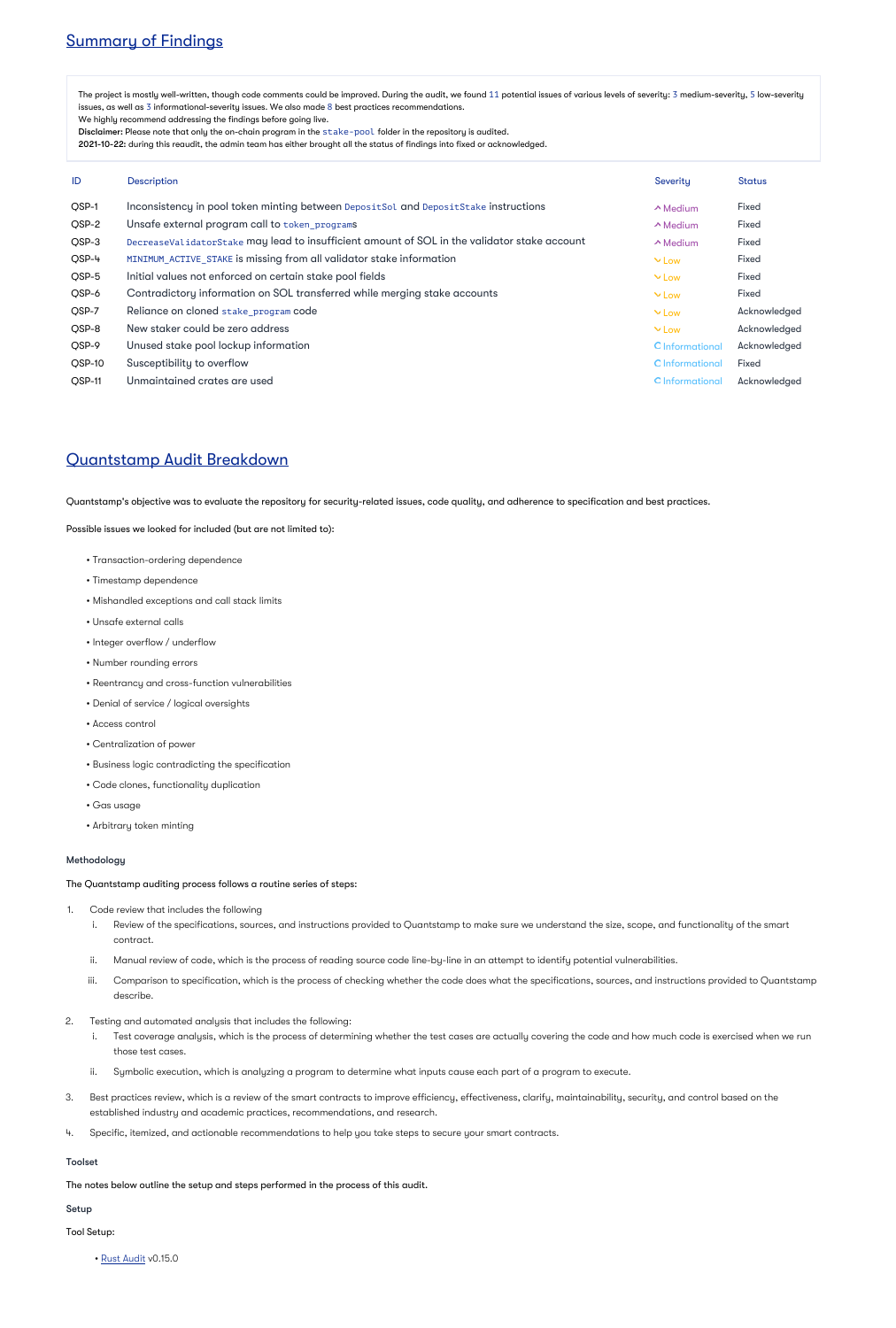## Summary of Findings

The project is mostly well-written, though code comments could be improved. During the audit, we found 11 potential issues of various levels of severity: 3 medium-severity, 5 low-severity issues, as well as 3 informational-severity issues. We also made 8 best practices recommendations.
We highly recommend addressing the findings before going live.
**Disclaimer:** Please note that only the on-chain program in the `stake-pool` folder in the repository is audited.
**2021-10-22:** during this reaudit, the admin team has either brought all the status of findings into fixed or acknowledged.

| ID | Description | Severity | Status |
|---|---|---|---|
| QSP-1 | Inconsistency in pool token minting between `DepositSol` and `DepositStake` instructions | ^ Medium | Fixed |
| QSP-2 | Unsafe external program call to `token_program`s | ^ Medium | Fixed |
| QSP-3 | `DecreaseValidatorStake` may lead to insufficient amount of SOL in the validator stake account | ^ Medium | Fixed |
| QSP-4 | `MINIMUM_ACTIVE_STAKE` is missing from all validator stake information | ⌄ Low | Fixed |
| QSP-5 | Initial values not enforced on certain stake pool fields | ⌄ Low | Fixed |
| QSP-6 | Contradictory information on SOL transferred while merging stake accounts | ⌄ Low | Fixed |
| QSP-7 | Reliance on cloned `stake_program` code | ⌄ Low | Acknowledged |
| QSP-8 | New staker could be zero address | ⌄ Low | Acknowledged |
| QSP-9 | Unused stake pool lockup information | Informational | Acknowledged |
| QSP-10 | Susceptibility to overflow | Informational | Fixed |
| QSP-11 | Unmaintained crates are used | Informational | Acknowledged |

## Quantstamp Audit Breakdown

Quantstamp's objective was to evaluate the repository for security-related issues, code quality, and adherence to specification and best practices.

Possible issues we looked for included (but are not limited to):

- Transaction-ordering dependence
- Timestamp dependence
- Mishandled exceptions and call stack limits
- Unsafe external calls
- Integer overflow / underflow
- Number rounding errors
- Reentrancy and cross-function vulnerabilities
- Denial of service / logical oversights
- Access control
- Centralization of power
- Business logic contradicting the specification
- Code clones, functionality duplication
- Gas usage
- Arbitrary token minting

### Methodology

The Quantstamp auditing process follows a routine series of steps:

1. Code review that includes the following
   i. Review of the specifications, sources, and instructions provided to Quantstamp to make sure we understand the size, scope, and functionality of the smart contract.
   ii. Manual review of code, which is the process of reading source code line-by-line in an attempt to identify potential vulnerabilities.
   iii. Comparison to specification, which is the process of checking whether the code does what the specifications, sources, and instructions provided to Quantstamp describe.
2. Testing and automated analysis that includes the following:
   i. Test coverage analysis, which is the process of determining whether the test cases are actually covering the code and how much code is exercised when we run those test cases.
   ii. Symbolic execution, which is analyzing a program to determine what inputs cause each part of a program to execute.
3. Best practices review, which is a review of the smart contracts to improve efficiency, effectiveness, clarify, maintainability, security, and control based on the established industry and academic practices, recommendations, and research.
4. Specific, itemized, and actionable recommendations to help you take steps to secure your smart contracts.

### Toolset

The notes below outline the setup and steps performed in the process of this audit.

### Setup

Tool Setup:

- Rust Audit v0.15.0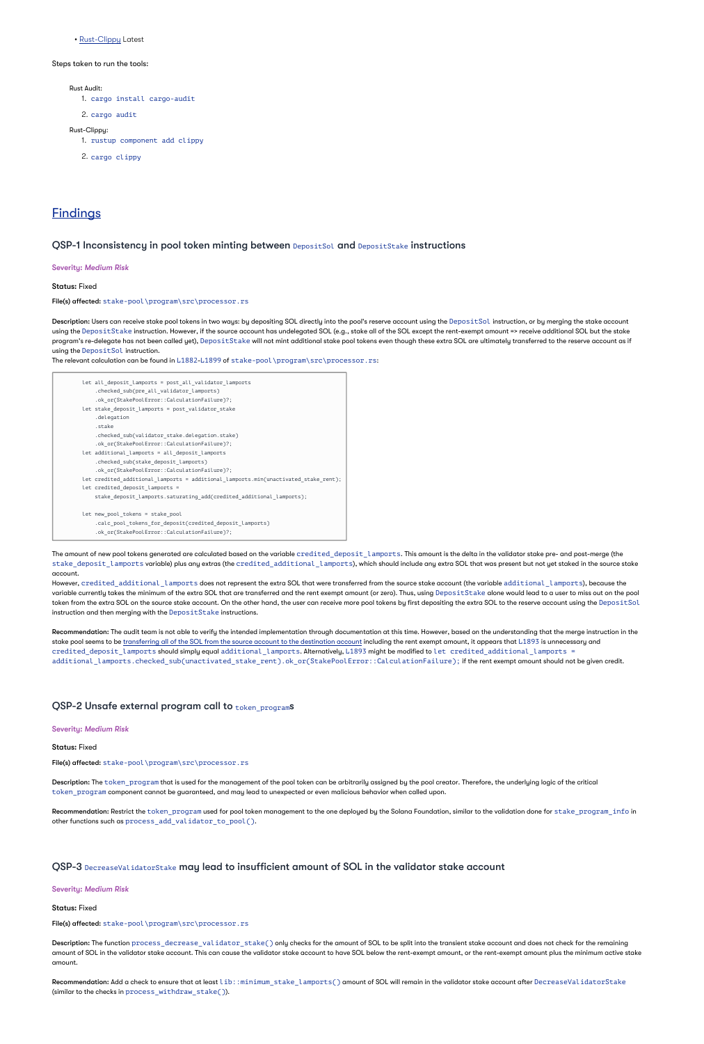- Rust-Clippy Latest

Steps taken to run the tools:

Rust Audit:

1. `cargo install cargo-audit`
2. `cargo audit`

Rust-Clippy:

1. `rustup component add clippy`
2. `cargo clippy`

## Findings

### QSP-1 Inconsistency in pool token minting between `DepositSol` and `DepositStake` instructions

*Severity: Medium Risk*

**Status:** Fixed

**File(s) affected:** `stake-pool\program\src\processor.rs`

**Description:** Users can receive stake pool tokens in two ways: by depositing SOL directly into the pool's reserve account using the `DepositSol` instruction, or by merging the stake account using the `DepositStake` instruction. However, if the source account has undelegated SOL (e.g., stake all of the SOL except the rent-exempt amount => receive additional SOL but the stake program's re-delegate has not been called yet), `DepositStake` will not mint additional stake pool tokens even though these extra SOL are ultimately transferred to the reserve account as if using the `DepositSol` instruction.

The relevant calculation can be found in L1882-L1899 of `stake-pool\program\src\processor.rs`:

```
let all_deposit_lamports = post_all_validator_lamports
    .checked_sub(pre_all_validator_lamports)
    .ok_or(StakePoolError::CalculationFailure)?;
let stake_deposit_lamports = post_validator_stake
    .delegation
    .stake
    .checked_sub(validator_stake.delegation.stake)
    .ok_or(StakePoolError::CalculationFailure)?;
let additional_lamports = all_deposit_lamports
    .checked_sub(stake_deposit_lamports)
    .ok_or(StakePoolError::CalculationFailure)?;
let credited_additional_lamports = additional_lamports.min(unactivated_stake_rent);
let credited_deposit_lamports =
    stake_deposit_lamports.saturating_add(credited_additional_lamports);

let new_pool_tokens = stake_pool
    .calc_pool_tokens_for_deposit(credited_deposit_lamports)
    .ok_or(StakePoolError::CalculationFailure)?;
```

The amount of new pool tokens generated are calculated based on the variable `credited_deposit_lamports`. This amount is the delta in the validator stake pre- and post-merge (the `stake_deposit_lamports` variable) plus any extras (the `credited_additional_lamports`), which should include any extra SOL that was present but not yet staked in the source stake account.

However, `credited_additional_lamports` does not represent the extra SOL that were transferred from the source stake account (the variable `additional_lamports`), because the variable currently takes the minimum of the extra SOL that are transferred and the rent exempt amount (or zero). Thus, using `DepositStake` alone would lead to a user to miss out on the pool token from the extra SOL on the source stake account. On the other hand, the user can receive more pool tokens by first depositing the extra SOL to the reserve account using the `DepositSol` instruction and then merging with the `DepositStake` instructions.

**Recommendation:** The audit team is not able to verify the intended implementation through documentation at this time. However, based on the understanding that the merge instruction in the stake pool seems to be transferring all of the SOL from the source account to the destination account including the rent exempt amount, it appears that L1893 is unnecessary and `credited_deposit_lamports` should simply equal `additional_lamports`. Alternatively, L1893 might be modified to `let credited_additional_lamports = additional_lamports.checked_sub(unactivated_stake_rent).ok_or(StakePoolError::CalculationFailure);` if the rent exempt amount should not be given credit.

### QSP-2 Unsafe external program call to `token_program`s

*Severity: Medium Risk*

**Status:** Fixed

**File(s) affected:** `stake-pool\program\src\processor.rs`

**Description:** The `token_program` that is used for the management of the pool token can be arbitrarily assigned by the pool creator. Therefore, the underlying logic of the critical `token_program` component cannot be guaranteed, and may lead to unexpected or even malicious behavior when called upon.

**Recommendation:** Restrict the `token_program` used for pool token management to the one deployed by the Solana Foundation, similar to the validation done for `stake_program_info` in other functions such as `process_add_validator_to_pool()`.

### QSP-3 `DecreaseValidatorStake` may lead to insufficient amount of SOL in the validator stake account

*Severity: Medium Risk*

**Status:** Fixed

**File(s) affected:** `stake-pool\program\src\processor.rs`

**Description:** The function `process_decrease_validator_stake()` only checks for the amount of SOL to be split into the transient stake account and does not check for the remaining amount of SOL in the validator stake account. This can cause the validator stake account to have SOL below the rent-exempt amount, or the rent-exempt amount plus the minimum active stake amount.

**Recommendation:** Add a check to ensure that at least `lib::minimum_stake_lamports()` amount of SOL will remain in the validator stake account after `DecreaseValidatorStake` (similar to the checks in `process_withdraw_stake()`).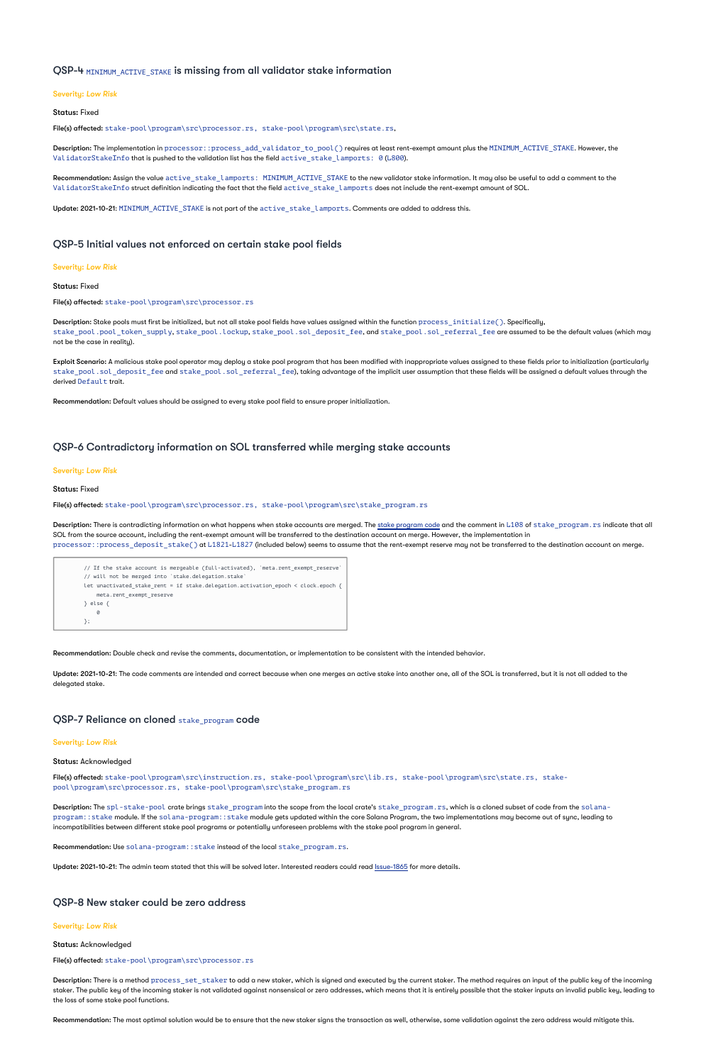### QSP-4 `MINIMUM_ACTIVE_STAKE` is missing from all validator stake information

*Severity: Low Risk*

**Status:** Fixed

**File(s) affected:** `stake-pool\program\src\processor.rs, stake-pool\program\src\state.rs,`

**Description:** The implementation in `processor::process_add_validator_to_pool()` requires at least rent-exempt amount plus the `MINIMUM_ACTIVE_STAKE`. However, the `ValidatorStakeInfo` that is pushed to the validation list has the field `active_stake_lamports: 0` (L800).

**Recommendation:** Assign the value `active_stake_lamports: MINIMUM_ACTIVE_STAKE` to the new validator stake information. It may also be useful to add a comment to the `ValidatorStakeInfo` struct definition indicating the fact that the field `active_stake_lamports` does not include the rent-exempt amount of SOL.

**Update: 2021-10-21:** `MINIMUM_ACTIVE_STAKE` is not part of the `active_stake_lamports`. Comments are added to address this.

### QSP-5 Initial values not enforced on certain stake pool fields

*Severity: Low Risk*

**Status:** Fixed

**File(s) affected:** `stake-pool\program\src\processor.rs`

**Description:** Stake pools must first be initialized, but not all stake pool fields have values assigned within the function `process_initialize()`. Specifically, `stake_pool.pool_token_supply`, `stake_pool.lockup`, `stake_pool.sol_deposit_fee`, and `stake_pool.sol_referral_fee` are assumed to be the default values (which may not be the case in reality).

**Exploit Scenario:** A malicious stake pool operator may deploy a stake pool program that has been modified with inappropriate values assigned to these fields prior to initialization (particularly `stake_pool.sol_deposit_fee` and `stake_pool.sol_referral_fee`), taking advantage of the implicit user assumption that these fields will be assigned a default values through the derived `Default` trait.

**Recommendation:** Default values should be assigned to every stake pool field to ensure proper initialization.

### QSP-6 Contradictory information on SOL transferred while merging stake accounts

*Severity: Low Risk*

**Status:** Fixed

**File(s) affected:** `stake-pool\program\src\processor.rs, stake-pool\program\src\stake_program.rs`

**Description:** There is contradicting information on what happens when stake accounts are merged. The stake program code and the comment in L108 of `stake_program.rs` indicate that all SOL from the source account, including the rent-exempt amount will be transferred to the destination account on merge. However, the implementation in `processor::process_deposit_stake()` at L1821-L1827 (included below) seems to assume that the rent-exempt reserve may not be transferred to the destination account on merge.

```
        // If the stake account is mergeable (full-activated), `meta.rent_exempt_reserve`
        // will not be merged into `stake.delegation.stake`
        let unactivated_stake_rent = if stake.delegation.activation_epoch < clock.epoch {
            meta.rent_exempt_reserve
        } else {
            0
        };
```

**Recommendation:** Double check and revise the comments, documentation, or implementation to be consistent with the intended behavior.

**Update: 2021-10-21:** The code comments are intended and correct because when one merges an active stake into another one, all of the SOL is transferred, but it is not all added to the delegated stake.

### QSP-7 Reliance on cloned `stake_program` code

*Severity: Low Risk*

**Status:** Acknowledged

**File(s) affected:** `stake-pool\program\src\instruction.rs, stake-pool\program\src\lib.rs, stake-pool\program\src\state.rs, stake-pool\program\src\processor.rs, stake-pool\program\src\stake_program.rs`

**Description:** The `spl-stake-pool` crate brings `stake_program` into the scope from the local crate's `stake_program.rs`, which is a cloned subset of code from the `solana-program::stake` module. If the `solana-program::stake` module gets updated within the core Solana Program, the two implementations may become out of sync, leading to incompatibilities between different stake pool programs or potentially unforeseen problems with the stake pool program in general.

**Recommendation:** Use `solana-program::stake` instead of the local `stake_program.rs`.

**Update: 2021-10-21:** The admin team stated that this will be solved later. Interested readers could read Issue-1865 for more details.

### QSP-8 New staker could be zero address

*Severity: Low Risk*

**Status:** Acknowledged

**File(s) affected:** `stake-pool\program\src\processor.rs`

**Description:** There is a method `process_set_staker` to add a new staker, which is signed and executed by the current staker. The method requires an input of the public key of the incoming staker. The public key of the incoming staker is not validated against nonsensical or zero addresses, which means that it is entirely possible that the staker inputs an invalid public key, leading to the loss of some stake pool functions.

**Recommendation:** The most optimal solution would be to ensure that the new staker signs the transaction as well, otherwise, some validation against the zero address would mitigate this.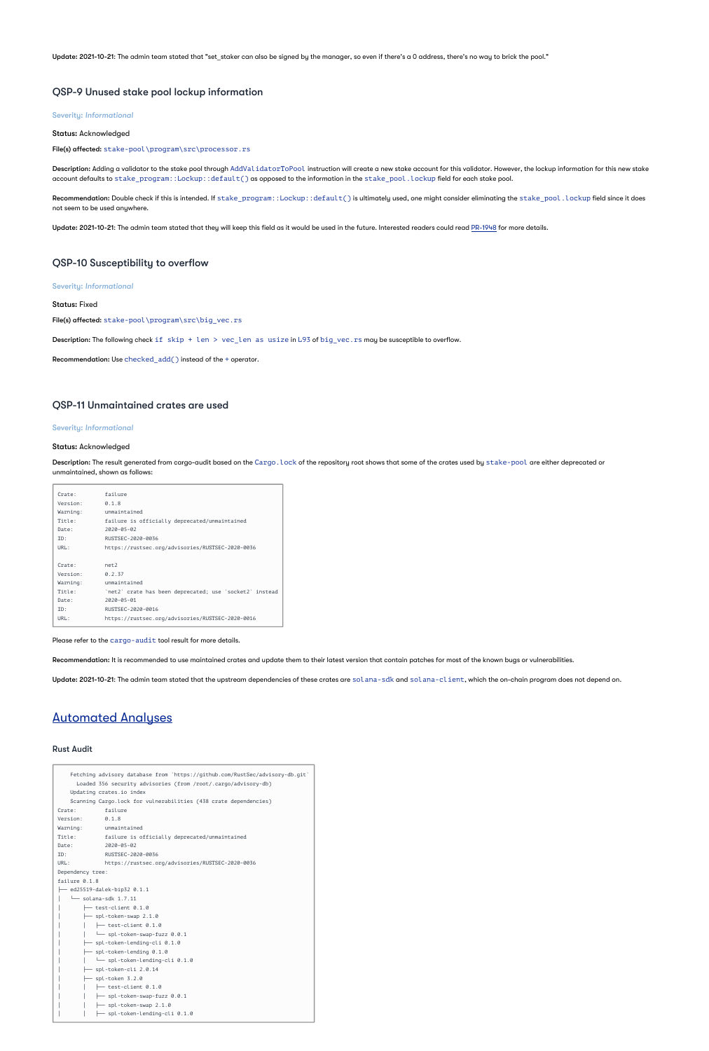**Update: 2021-10-21**: The admin team stated that "set_staker can also be signed by the manager, so even if there's a 0 address, there's no way to brick the pool."

### QSP-9 Unused stake pool lockup information

*Severity: Informational*

**Status:** Acknowledged

**File(s) affected:** `stake-pool\program\src\processor.rs`

**Description:** Adding a validator to the stake pool through `AddValidatorToPool` instruction will create a new stake account for this validator. However, the lockup information for this new stake account defaults to `stake_program::Lockup::default()` as opposed to the information in the `stake_pool.lockup` field for each stake pool.

**Recommendation:** Double check if this is intended. If `stake_program::Lockup::default()` is ultimately used, one might consider eliminating the `stake_pool.lockup` field since it does not seem to be used anywhere.

**Update: 2021-10-21**: The admin team stated that they will keep this field as it would be used in the future. Interested readers could read PR-1948 for more details.

### QSP-10 Susceptibility to overflow

*Severity: Informational*

**Status:** Fixed

**File(s) affected:** `stake-pool\program\src\big_vec.rs`

**Description:** The following check `if skip + len > vec_len as usize` in L93 of `big_vec.rs` may be susceptible to overflow.

**Recommendation:** Use `checked_add()` instead of the `+` operator.

### QSP-11 Unmaintained crates are used

*Severity: Informational*

**Status:** Acknowledged

**Description:** The result generated from cargo-audit based on the `Cargo.lock` of the repository root shows that some of the crates used by `stake-pool` are either deprecated or unmaintained, shown as follows:

```
Crate:         failure
Version:       0.1.8
Warning:       unmaintained
Title:         failure is officially deprecated/unmaintained
Date:          2020-05-02
ID:            RUSTSEC-2020-0036
URL:           https://rustsec.org/advisories/RUSTSEC-2020-0036

Crate:         net2
Version:       0.2.37
Warning:       unmaintained
Title:         `net2` crate has been deprecated; use `socket2` instead
Date:          2020-05-01
ID:            RUSTSEC-2020-0016
URL:           https://rustsec.org/advisories/RUSTSEC-2020-0016
```

Please refer to the `cargo-audit` tool result for more details.

**Recommendation:** It is recommended to use maintained crates and update them to their latest version that contain patches for most of the known bugs or vulnerabilities.

**Update: 2021-10-21**: The admin team stated that the upstream dependencies of these crates are `solana-sdk` and `solana-client`, which the on-chain program does not depend on.

## Automated Analyses

### Rust Audit

```
    Fetching advisory database from `https://github.com/RustSec/advisory-db.git`
      Loaded 356 security advisories (from /root/.cargo/advisory-db)
    Updating crates.io index
    Scanning Cargo.lock for vulnerabilities (438 crate dependencies)
Crate:         failure
Version:       0.1.8
Warning:       unmaintained
Title:         failure is officially deprecated/unmaintained
Date:          2020-05-02
ID:            RUSTSEC-2020-0036
URL:           https://rustsec.org/advisories/RUSTSEC-2020-0036
Dependency tree:
failure 0.1.8
├── ed25519-dalek-bip32 0.1.1
│   └── solana-sdk 1.7.11
│       ├── test-client 0.1.0
│       ├── spl-token-swap 2.1.0
│       │   ├── test-client 0.1.0
│       │   └── spl-token-swap-fuzz 0.0.1
│       ├── spl-token-lending-cli 0.1.0
│       ├── spl-token-lending 0.1.0
│       │   └── spl-token-lending-cli 0.1.0
│       ├── spl-token-cli 2.0.14
│       ├── spl-token 3.2.0
│       │   ├── test-client 0.1.0
│       │   ├── spl-token-swap-fuzz 0.0.1
│       │   ├── spl-token-swap 2.1.0
│       │   ├── spl-token-lending-cli 0.1.0
```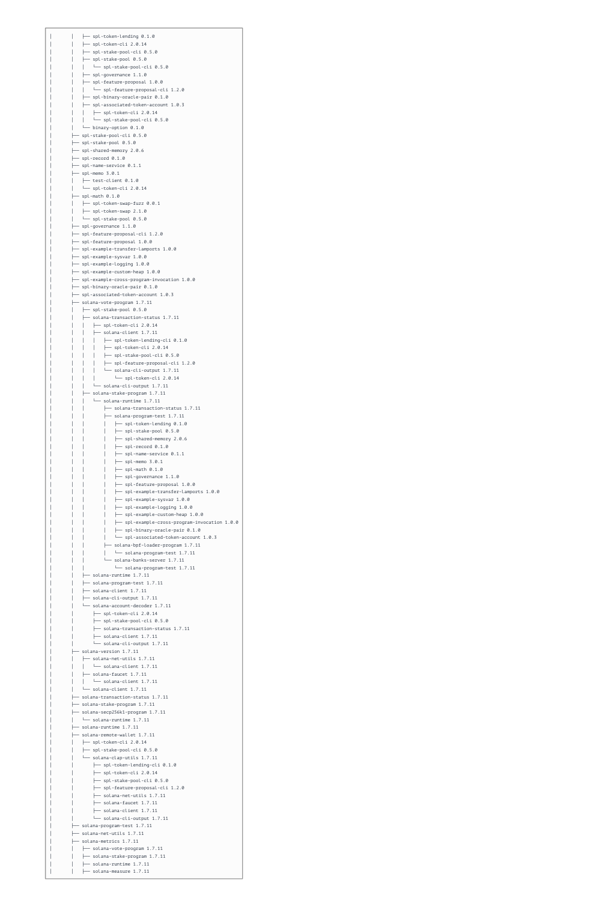```
|       |   ├── spl-token-lending 0.1.0
|       |   ├── spl-token-cli 2.0.14
|       |   ├── spl-stake-pool-cli 0.5.0
|       |   ├── spl-stake-pool 0.5.0
|       |   |   └── spl-stake-pool-cli 0.5.0
|       |   ├── spl-governance 1.1.0
|       |   ├── spl-feature-proposal 1.0.0
|       |   |   └── spl-feature-proposal-cli 1.2.0
|       |   ├── spl-binary-oracle-pair 0.1.0
|       |   ├── spl-associated-token-account 1.0.3
|       |   |   ├── spl-token-cli 2.0.14
|       |   |   └── spl-stake-pool-cli 0.5.0
|       |   └── binary-option 0.1.0
|       ├── spl-stake-pool-cli 0.5.0
|       ├── spl-stake-pool 0.5.0
|       ├── spl-shared-memory 2.0.6
|       ├── spl-record 0.1.0
|       ├── spl-name-service 0.1.1
|       ├── spl-memo 3.0.1
|       |   ├── test-client 0.1.0
|       |   └── spl-token-cli 2.0.14
|       ├── spl-math 0.1.0
|       |   ├── spl-token-swap-fuzz 0.0.1
|       |   ├── spl-token-swap 2.1.0
|       |   └── spl-stake-pool 0.5.0
|       ├── spl-governance 1.1.0
|       ├── spl-feature-proposal-cli 1.2.0
|       ├── spl-feature-proposal 1.0.0
|       ├── spl-example-transfer-lamports 1.0.0
|       ├── spl-example-sysvar 1.0.0
|       ├── spl-example-logging 1.0.0
|       ├── spl-example-custom-heap 1.0.0
|       ├── spl-example-cross-program-invocation 1.0.0
|       ├── spl-binary-oracle-pair 0.1.0
|       ├── spl-associated-token-account 1.0.3
|       ├── solana-vote-program 1.7.11
|       |   ├── spl-stake-pool 0.5.0
|       |   ├── solana-transaction-status 1.7.11
|       |   |   ├── spl-token-cli 2.0.14
|       |   |   ├── solana-client 1.7.11
|       |   |   |   ├── spl-token-lending-cli 0.1.0
|       |   |   |   ├── spl-token-cli 2.0.14
|       |   |   |   ├── spl-stake-pool-cli 0.5.0
|       |   |   |   ├── spl-feature-proposal-cli 1.2.0
|       |   |   |   └── solana-cli-output 1.7.11
|       |   |   |       └── spl-token-cli 2.0.14
|       |   |   └── solana-cli-output 1.7.11
|       |   ├── solana-stake-program 1.7.11
|       |   |   └── solana-runtime 1.7.11
|       |   |       ├── solana-transaction-status 1.7.11
|       |   |       ├── solana-program-test 1.7.11
|       |   |       |   ├── spl-token-lending 0.1.0
|       |   |       |   ├── spl-stake-pool 0.5.0
|       |   |       |   ├── spl-shared-memory 2.0.6
|       |   |       |   ├── spl-record 0.1.0
|       |   |       |   ├── spl-name-service 0.1.1
|       |   |       |   ├── spl-memo 3.0.1
|       |   |       |   ├── spl-math 0.1.0
|       |   |       |   ├── spl-governance 1.1.0
|       |   |       |   ├── spl-feature-proposal 1.0.0
|       |   |       |   ├── spl-example-transfer-lamports 1.0.0
|       |   |       |   ├── spl-example-sysvar 1.0.0
|       |   |       |   ├── spl-example-logging 1.0.0
|       |   |       |   ├── spl-example-custom-heap 1.0.0
|       |   |       |   ├── spl-example-cross-program-invocation 1.0.0
|       |   |       |   ├── spl-binary-oracle-pair 0.1.0
|       |   |       |   └── spl-associated-token-account 1.0.3
|       |   |       ├── solana-bpf-loader-program 1.7.11
|       |   |       |   └── solana-program-test 1.7.11
|       |   |       └── solana-banks-server 1.7.11
|       |   |           └── solana-program-test 1.7.11
|       |   ├── solana-runtime 1.7.11
|       |   ├── solana-program-test 1.7.11
|       |   ├── solana-client 1.7.11
|       |   ├── solana-cli-output 1.7.11
|       |   └── solana-account-decoder 1.7.11
|       |       ├── spl-token-cli 2.0.14
|       |       ├── spl-stake-pool-cli 0.5.0
|       |       ├── solana-transaction-status 1.7.11
|       |       ├── solana-client 1.7.11
|       |       └── solana-cli-output 1.7.11
|       ├── solana-version 1.7.11
|       |   ├── solana-net-utils 1.7.11
|       |   |   └── solana-client 1.7.11
|       |   ├── solana-faucet 1.7.11
|       |   |   └── solana-client 1.7.11
|       |   └── solana-client 1.7.11
|       ├── solana-transaction-status 1.7.11
|       ├── solana-stake-program 1.7.11
|       ├── solana-secp256k1-program 1.7.11
|       |   └── solana-runtime 1.7.11
|       ├── solana-runtime 1.7.11
|       ├── solana-remote-wallet 1.7.11
|       |   ├── spl-token-cli 2.0.14
|       |   ├── spl-stake-pool-cli 0.5.0
|       |   └── solana-clap-utils 1.7.11
|       |       ├── spl-token-lending-cli 0.1.0
|       |       ├── spl-token-cli 2.0.14
|       |       ├── spl-stake-pool-cli 0.5.0
|       |       ├── spl-feature-proposal-cli 1.2.0
|       |       ├── solana-net-utils 1.7.11
|       |       ├── solana-faucet 1.7.11
|       |       ├── solana-client 1.7.11
|       |       └── solana-cli-output 1.7.11
|       ├── solana-program-test 1.7.11
|       ├── solana-net-utils 1.7.11
|       ├── solana-metrics 1.7.11
|       |   ├── solana-vote-program 1.7.11
|       |   ├── solana-stake-program 1.7.11
|       |   ├── solana-runtime 1.7.11
|       |   ├── solana-measure 1.7.11
```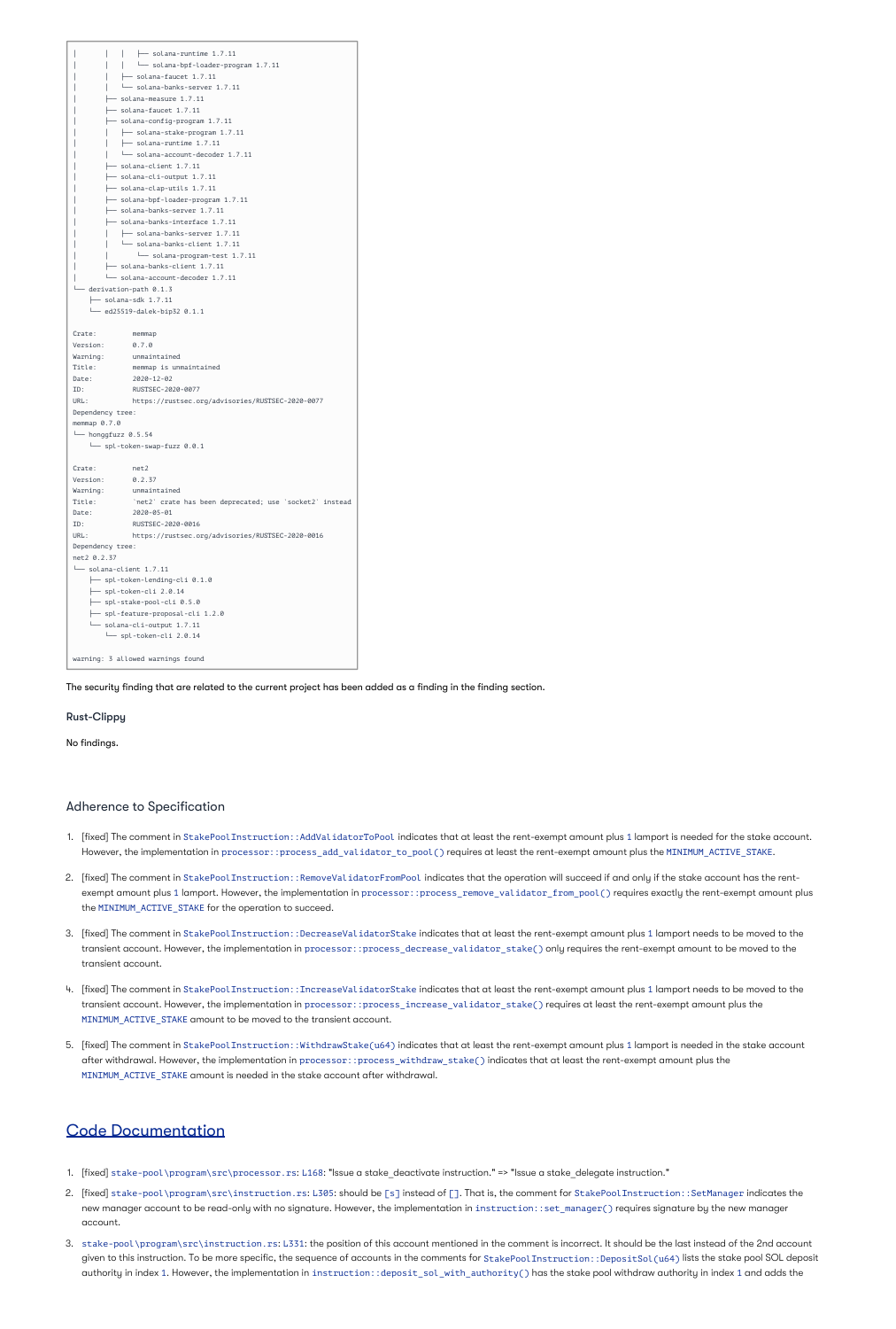```
|       |   |   ├── solana-runtime 1.7.11
|       |   |   └── solana-bpf-loader-program 1.7.11
|       |   ├── solana-faucet 1.7.11
|       |   └── solana-banks-server 1.7.11
|       ├── solana-measure 1.7.11
|       ├── solana-faucet 1.7.11
|       ├── solana-config-program 1.7.11
|       |   ├── solana-stake-program 1.7.11
|       |   ├── solana-runtime 1.7.11
|       |   └── solana-account-decoder 1.7.11
|       ├── solana-client 1.7.11
|       ├── solana-cli-output 1.7.11
|       ├── solana-clap-utils 1.7.11
|       ├── solana-bpf-loader-program 1.7.11
|       ├── solana-banks-server 1.7.11
|       ├── solana-banks-interface 1.7.11
|       |   ├── solana-banks-server 1.7.11
|       |   └── solana-banks-client 1.7.11
|       |       └── solana-program-test 1.7.11
|       ├── solana-banks-client 1.7.11
|       └── solana-account-decoder 1.7.11
└── derivation-path 0.1.3
    ├── solana-sdk 1.7.11
    └── ed25519-dalek-bip32 0.1.1

Crate:         memmap
Version:       0.7.0
Warning:       unmaintained
Title:         memmap is unmaintained
Date:          2020-12-02
ID:            RUSTSEC-2020-0077
URL:           https://rustsec.org/advisories/RUSTSEC-2020-0077
Dependency tree:
memmap 0.7.0
└── honggfuzz 0.5.54
    └── spl-token-swap-fuzz 0.0.1

Crate:         net2
Version:       0.2.37
Warning:       unmaintained
Title:         `net2` crate has been deprecated; use `socket2` instead
Date:          2020-05-01
ID:            RUSTSEC-2020-0016
URL:           https://rustsec.org/advisories/RUSTSEC-2020-0016
Dependency tree:
net2 0.2.37
└── solana-client 1.7.11
    ├── spl-token-lending-cli 0.1.0
    ├── spl-token-cli 2.0.14
    ├── spl-stake-pool-cli 0.5.0
    ├── spl-feature-proposal-cli 1.2.0
    └── solana-cli-output 1.7.11
        └── spl-token-cli 2.0.14

warning: 3 allowed warnings found
```

The security finding that are related to the current project has been added as a finding in the finding section.

**Rust-Clippy**

No findings.

### Adherence to Specification

1. [fixed] The comment in `StakePoolInstruction::AddValidatorToPool` indicates that at least the rent-exempt amount plus 1 lamport is needed for the stake account. However, the implementation in `processor::process_add_validator_to_pool()` requires at least the rent-exempt amount plus the `MINIMUM_ACTIVE_STAKE`.
2. [fixed] The comment in `StakePoolInstruction::RemoveValidatorFromPool` indicates that the operation will succeed if and only if the stake account has the rent-exempt amount plus 1 lamport. However, the implementation in `processor::process_remove_validator_from_pool()` requires exactly the rent-exempt amount plus the `MINIMUM_ACTIVE_STAKE` for the operation to succeed.
3. [fixed] The comment in `StakePoolInstruction::DecreaseValidatorStake` indicates that at least the rent-exempt amount plus 1 lamport needs to be moved to the transient account. However, the implementation in `processor::process_decrease_validator_stake()` only requires the rent-exempt amount to be moved to the transient account.
4. [fixed] The comment in `StakePoolInstruction::IncreaseValidatorStake` indicates that at least the rent-exempt amount plus 1 lamport needs to be moved to the transient account. However, the implementation in `processor::process_increase_validator_stake()` requires at least the rent-exempt amount plus the `MINIMUM_ACTIVE_STAKE` amount to be moved to the transient account.
5. [fixed] The comment in `StakePoolInstruction::WithdrawStake(u64)` indicates that at least the rent-exempt amount plus 1 lamport is needed in the stake account after withdrawal. However, the implementation in `processor::process_withdraw_stake()` indicates that at least the rent-exempt amount plus the `MINIMUM_ACTIVE_STAKE` amount is needed in the stake account after withdrawal.

## Code Documentation

1. [fixed] `stake-pool\program\src\processor.rs`: `L168`: "Issue a stake_deactivate instruction." => "Issue a stake_delegate instruction."
2. [fixed] `stake-pool\program\src\instruction.rs`: `L305`: should be `[s]` instead of `[]`. That is, the comment for `StakePoolInstruction::SetManager` indicates the new manager account to be read-only with no signature. However, the implementation in `instruction::set_manager()` requires signature by the new manager account.
3. `stake-pool\program\src\instruction.rs`: `L331`: the position of this account mentioned in the comment is incorrect. It should be the last instead of the 2nd account given to this instruction. To be more specific, the sequence of accounts in the comments for `StakePoolInstruction::DepositSol(u64)` lists the stake pool SOL deposit authority in index 1. However, the implementation in `instruction::deposit_sol_with_authority()` has the stake pool withdraw authority in index 1 and adds the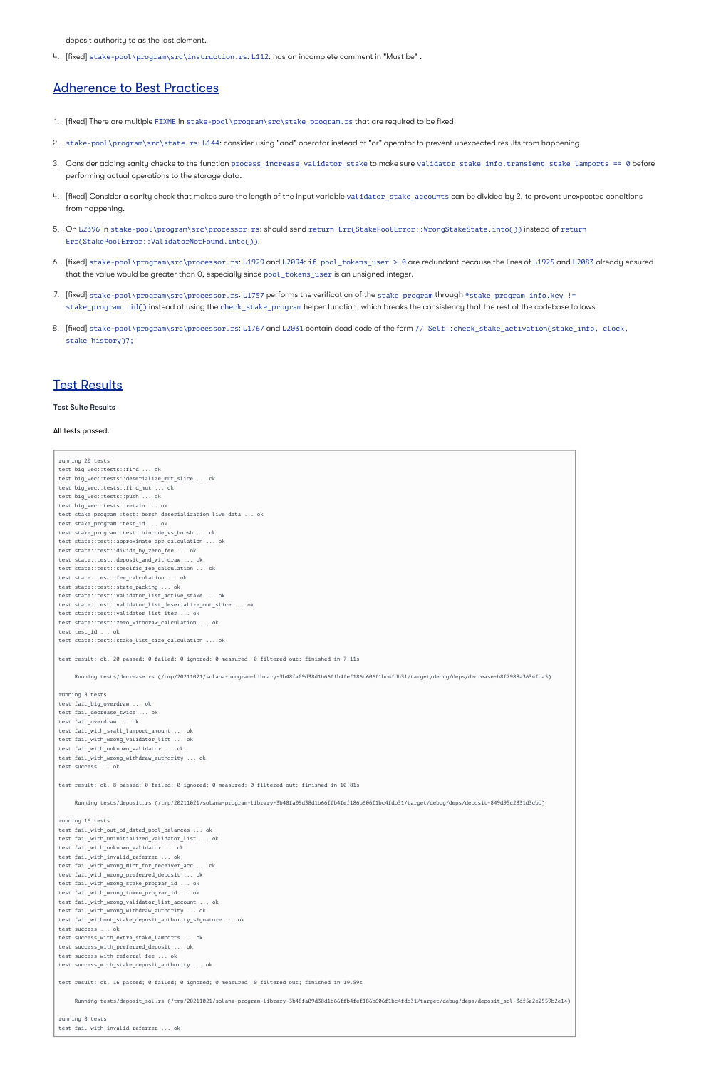deposit authority to as the last element.

4. [fixed] `stake-pool\program\src\instruction.rs`: L112: has an incomplete comment in "Must be" .

## Adherence to Best Practices

1. [fixed] There are multiple FIXME in `stake-pool\program\src\stake_program.rs` that are required to be fixed.
2. `stake-pool\program\src\state.rs`: L144: consider using "and" operator instead of "or" operator to prevent unexpected results from happening.
3. Consider adding sanity checks to the function `process_increase_validator_stake` to make sure `validator_stake_info.transient_stake_lamports == 0` before performing actual operations to the storage data.
4. [fixed] Consider a sanity check that makes sure the length of the input variable `validator_stake_accounts` can be divided by 2, to prevent unexpected conditions from happening.
5. On L2396 in `stake-pool\program\src\processor.rs`: should send `return Err(StakePoolError::WrongStakeState.into())` instead of `return Err(StakePoolError::ValidatorNotFound.into())`.
6. [fixed] `stake-pool\program\src\processor.rs`: L1929 and L2094: `if pool_tokens_user > 0` are redundant because the lines of L1925 and L2083 already ensured that the value would be greater than 0, especially since `pool_tokens_user` is an unsigned integer.
7. [fixed] `stake-pool\program\src\processor.rs`: L1757 performs the verification of the `stake_program` through `*stake_program_info.key != stake_program::id()` instead of using the `check_stake_program` helper function, which breaks the consistency that the rest of the codebase follows.
8. [fixed] `stake-pool\program\src\processor.rs`: L1767 and L2031 contain dead code of the form `// Self::check_stake_activation(stake_info, clock, stake_history)?;`

## Test Results

**Test Suite Results**

**All tests passed.**

```
running 20 tests
test big_vec::tests::find ... ok
test big_vec::tests::deserialize_mut_slice ... ok
test big_vec::tests::find_mut ... ok
test big_vec::tests::push ... ok
test big_vec::tests::retain ... ok
test stake_program::test::borsh_deserialization_live_data ... ok
test stake_program::test::test_id ... ok
test stake_program::test::bincode_vs_borsh ... ok
test state::test::approximate_apr_calculation ... ok
test state::test::divide_by_zero_fee ... ok
test state::test::deposit_and_withdraw ... ok
test state::test::specific_fee_calculation ... ok
test state::test::fee_calculation ... ok
test state::test::state_packing ... ok
test state::test::validator_list_active_stake ... ok
test state::test::validator_list_deserialize_mut_slice ... ok
test state::test::validator_list_iter ... ok
test state::test::zero_withdraw_calculation ... ok
test test_id ... ok
test state::test::stake_list_size_calculation ... ok

test result: ok. 20 passed; 0 failed; 0 ignored; 0 measured; 0 filtered out; finished in 7.11s

     Running tests/decrease.rs (/tmp/20211021/solana-program-library-3b48fa09d38d1b66ffb4fef186b606f1bc4fdb31/target/debug/deps/decrease-b8f7988a3634fca5)

running 8 tests
test fail_big_overdraw ... ok
test fail_decrease_twice ... ok
test fail_overdraw ... ok
test fail_with_small_lamport_amount ... ok
test fail_with_wrong_validator_list ... ok
test fail_with_unknown_validator ... ok
test fail_with_wrong_withdraw_authority ... ok
test success ... ok

test result: ok. 8 passed; 0 failed; 0 ignored; 0 measured; 0 filtered out; finished in 10.81s

     Running tests/deposit.rs (/tmp/20211021/solana-program-library-3b48fa09d38d1b66ffb4fef186b606f1bc4fdb31/target/debug/deps/deposit-849d95c2331d3cbd)

running 16 tests
test fail_with_out_of_dated_pool_balances ... ok
test fail_with_uninitialized_validator_list ... ok
test fail_with_unknown_validator ... ok
test fail_with_invalid_referrer ... ok
test fail_with_wrong_mint_for_receiver_acc ... ok
test fail_with_wrong_preferred_deposit ... ok
test fail_with_wrong_stake_program_id ... ok
test fail_with_wrong_token_program_id ... ok
test fail_with_wrong_validator_list_account ... ok
test fail_with_wrong_withdraw_authority ... ok
test fail_without_stake_deposit_authority_signature ... ok
test success ... ok
test success_with_extra_stake_lamports ... ok
test success_with_preferred_deposit ... ok
test success_with_referral_fee ... ok
test success_with_stake_deposit_authority ... ok

test result: ok. 16 passed; 0 failed; 0 ignored; 0 measured; 0 filtered out; finished in 19.59s

     Running tests/deposit_sol.rs (/tmp/20211021/solana-program-library-3b48fa09d38d1b66ffb4fef186b606f1bc4fdb31/target/debug/deps/deposit_sol-3df5a2e2559b2e14)

running 8 tests
test fail_with_invalid_referrer ... ok
```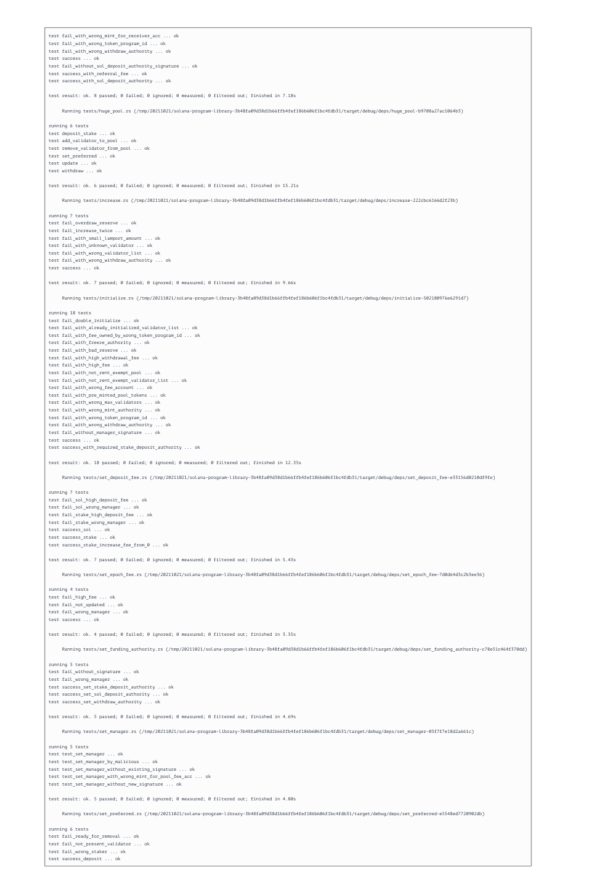```
test fail_with_wrong_mint_for_receiver_acc ... ok
test fail_with_wrong_token_program_id ... ok
test fail_with_wrong_withdraw_authority ... ok
test success ... ok
test fail_without_sol_deposit_authority_signature ... ok
test success_with_referral_fee ... ok
test success_with_sol_deposit_authority ... ok

test result: ok. 8 passed; 0 failed; 0 ignored; 0 measured; 0 filtered out; finished in 7.18s

     Running tests/huge_pool.rs (/tmp/20211021/solana-program-library-3b48fa09d38d1b66ffb4fef186b606f1bc4fdb31/target/debug/deps/huge_pool-b9708a27ac1064b3)

running 6 tests
test deposit_stake ... ok
test add_validator_to_pool ... ok
test remove_validator_from_pool ... ok
test set_preferred ... ok
test update ... ok
test withdraw ... ok

test result: ok. 6 passed; 0 failed; 0 ignored; 0 measured; 0 filtered out; finished in 15.21s

     Running tests/increase.rs (/tmp/20211021/solana-program-library-3b48fa09d38d1b66ffb4fef186b606f1bc4fdb31/target/debug/deps/increase-222cbc6166d2f23b)

running 7 tests
test fail_overdraw_reserve ... ok
test fail_increase_twice ... ok
test fail_with_small_lamport_amount ... ok
test fail_with_unknown_validator ... ok
test fail_with_wrong_validator_list ... ok
test fail_with_wrong_withdraw_authority ... ok
test success ... ok

test result: ok. 7 passed; 0 failed; 0 ignored; 0 measured; 0 filtered out; finished in 9.66s

     Running tests/initialize.rs (/tmp/20211021/solana-program-library-3b48fa09d38d1b66ffb4fef186b606f1bc4fdb31/target/debug/deps/initialize-502180976e6291d7)

running 18 tests
test fail_double_initialize ... ok
test fail_with_already_initialized_validator_list ... ok
test fail_with_fee_owned_by_wrong_token_program_id ... ok
test fail_with_freeze_authority ... ok
test fail_with_bad_reserve ... ok
test fail_with_high_withdrawal_fee ... ok
test fail_with_high_fee ... ok
test fail_with_not_rent_exempt_pool ... ok
test fail_with_not_rent_exempt_validator_list ... ok
test fail_with_wrong_fee_account ... ok
test fail_with_pre_minted_pool_tokens ... ok
test fail_with_wrong_max_validators ... ok
test fail_with_wrong_mint_authority ... ok
test fail_with_wrong_token_program_id ... ok
test fail_with_wrong_withdraw_authority ... ok
test fail_without_manager_signature ... ok
test success ... ok
test success_with_required_stake_deposit_authority ... ok

test result: ok. 18 passed; 0 failed; 0 ignored; 0 measured; 0 filtered out; finished in 12.35s

     Running tests/set_deposit_fee.rs (/tmp/20211021/solana-program-library-3b48fa09d38d1b66ffb4fef186b606f1bc4fdb31/target/debug/deps/set_deposit_fee-e33156d0210df9fe)

running 7 tests
test fail_sol_high_deposit_fee ... ok
test fail_sol_wrong_manager ... ok
test fail_stake_high_deposit_fee ... ok
test fail_stake_wrong_manager ... ok
test success_sol ... ok
test success_stake ... ok
test success_stake_increase_fee_from_0 ... ok

test result: ok. 7 passed; 0 failed; 0 ignored; 0 measured; 0 filtered out; finished in 5.43s

     Running tests/set_epoch_fee.rs (/tmp/20211021/solana-program-library-3b48fa09d38d1b66ffb4fef186b606f1bc4fdb31/target/debug/deps/set_epoch_fee-7d0d64d3c2b3ee36)

running 4 tests
test fail_high_fee ... ok
test fail_not_updated ... ok
test fail_wrong_manager ... ok
test success ... ok

test result: ok. 4 passed; 0 failed; 0 ignored; 0 measured; 0 filtered out; finished in 3.35s

     Running tests/set_funding_authority.rs (/tmp/20211021/solana-program-library-3b48fa09d38d1b66ffb4fef186b606f1bc4fdb31/target/debug/deps/set_funding_authority-c78e51c464f370dd)

running 5 tests
test fail_without_signature ... ok
test fail_wrong_manager ... ok
test success_set_stake_deposit_authority ... ok
test success_set_sol_deposit_authority ... ok
test success_set_withdraw_authority ... ok

test result: ok. 5 passed; 0 failed; 0 ignored; 0 measured; 0 filtered out; finished in 4.69s

     Running tests/set_manager.rs (/tmp/20211021/solana-program-library-3b48fa09d38d1b66ffb4fef186b606f1bc4fdb31/target/debug/deps/set_manager-03f7f7e18d2a661c)

running 5 tests
test test_set_manager ... ok
test test_set_manager_by_malicious ... ok
test test_set_manager_without_existing_signature ... ok
test test_set_manager_with_wrong_mint_for_pool_fee_acc ... ok
test test_set_manager_without_new_signature ... ok

test result: ok. 5 passed; 0 failed; 0 ignored; 0 measured; 0 filtered out; finished in 4.80s

     Running tests/set_preferred.rs (/tmp/20211021/solana-program-library-3b48fa09d38d1b66ffb4fef186b606f1bc4fdb31/target/debug/deps/set_preferred-e5548ed7720902db)

running 6 tests
test fail_ready_for_removal ... ok
test fail_not_present_validator ... ok
test fail_wrong_staker ... ok
test success_deposit ... ok
```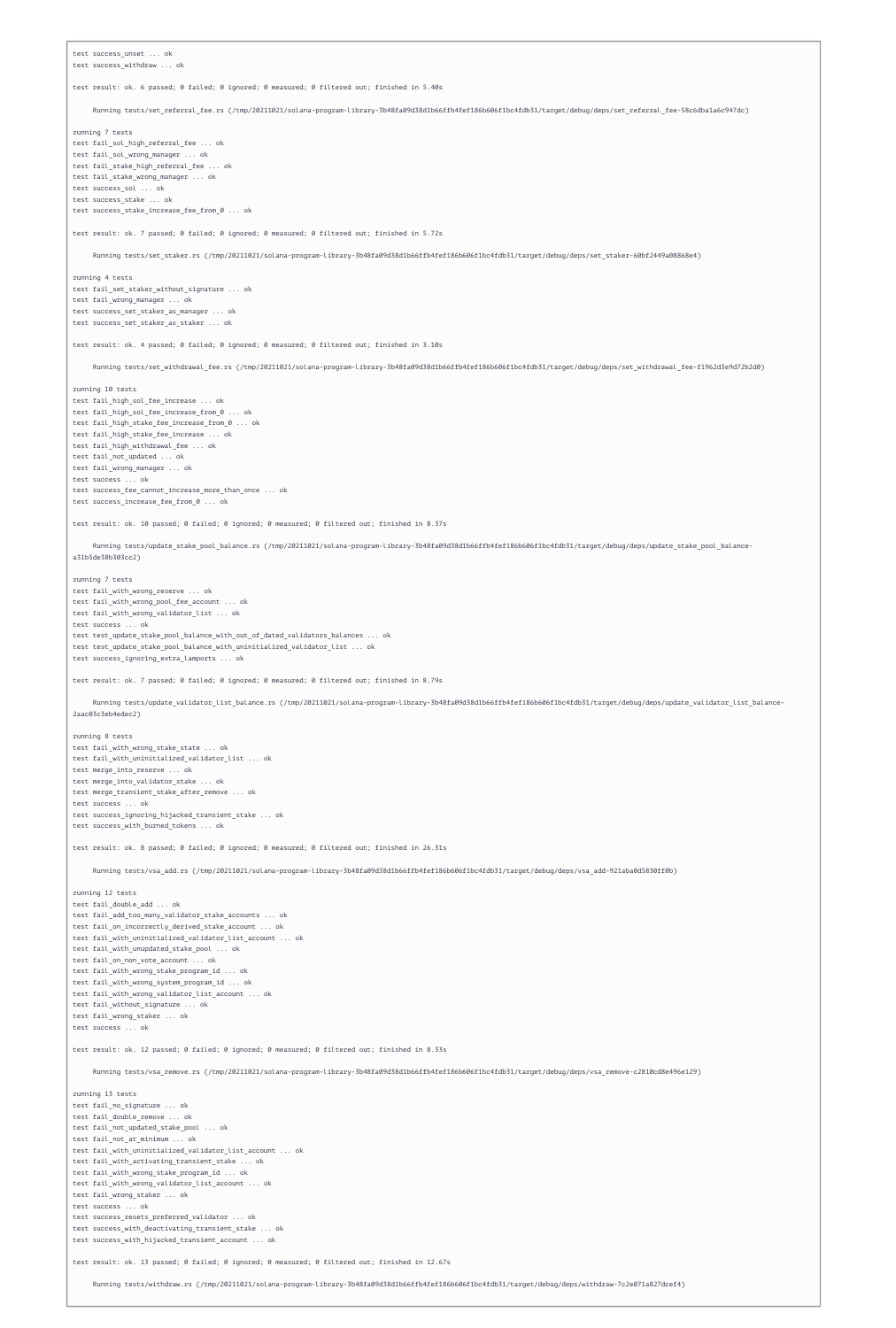```
test success_unset ... ok
test success_withdraw ... ok

test result: ok. 6 passed; 0 failed; 0 ignored; 0 measured; 0 filtered out; finished in 5.40s

     Running tests/set_referral_fee.rs (/tmp/20211021/solana-program-library-3b48fa09d38d1b66ffb4fef186b606f1bc4fdb31/target/debug/deps/set_referral_fee-58c6dba1a6c947dc)

running 7 tests
test fail_sol_high_referral_fee ... ok
test fail_sol_wrong_manager ... ok
test fail_stake_high_referral_fee ... ok
test fail_stake_wrong_manager ... ok
test success_sol ... ok
test success_stake ... ok
test success_stake_increase_fee_from_0 ... ok

test result: ok. 7 passed; 0 failed; 0 ignored; 0 measured; 0 filtered out; finished in 5.72s

     Running tests/set_staker.rs (/tmp/20211021/solana-program-library-3b48fa09d38d1b66ffb4fef186b606f1bc4fdb31/target/debug/deps/set_staker-60bf2449a08868e4)

running 4 tests
test fail_set_staker_without_signature ... ok
test fail_wrong_manager ... ok
test success_set_staker_as_manager ... ok
test success_set_staker_as_staker ... ok

test result: ok. 4 passed; 0 failed; 0 ignored; 0 measured; 0 filtered out; finished in 3.10s

     Running tests/set_withdrawal_fee.rs (/tmp/20211021/solana-program-library-3b48fa09d38d1b66ffb4fef186b606f1bc4fdb31/target/debug/deps/set_withdrawal_fee-f1962d3e9d72b2d0)

running 10 tests
test fail_high_sol_fee_increase ... ok
test fail_high_sol_fee_increase_from_0 ... ok
test fail_high_stake_fee_increase_from_0 ... ok
test fail_high_stake_fee_increase ... ok
test fail_high_withdrawal_fee ... ok
test fail_not_updated ... ok
test fail_wrong_manager ... ok
test success ... ok
test success_fee_cannot_increase_more_than_once ... ok
test success_increase_fee_from_0 ... ok

test result: ok. 10 passed; 0 failed; 0 ignored; 0 measured; 0 filtered out; finished in 8.37s

     Running tests/update_stake_pool_balance.rs (/tmp/20211021/solana-program-library-3b48fa09d38d1b66ffb4fef186b606f1bc4fdb31/target/debug/deps/update_stake_pool_balance-
a31b5de38b303cc2)

running 7 tests
test fail_with_wrong_reserve ... ok
test fail_with_wrong_pool_fee_account ... ok
test fail_with_wrong_validator_list ... ok
test success ... ok
test test_update_stake_pool_balance_with_out_of_dated_validators_balances ... ok
test test_update_stake_pool_balance_with_uninitialized_validator_list ... ok
test success_ignoring_extra_lamports ... ok

test result: ok. 7 passed; 0 failed; 0 ignored; 0 measured; 0 filtered out; finished in 8.79s

     Running tests/update_validator_list_balance.rs (/tmp/20211021/solana-program-library-3b48fa09d38d1b66ffb4fef186b606f1bc4fdb31/target/debug/deps/update_validator_list_balance-
2aac03c3eb4edec2)

running 8 tests
test fail_with_wrong_stake_state ... ok
test fail_with_uninitialized_validator_list ... ok
test merge_into_reserve ... ok
test merge_into_validator_stake ... ok
test merge_transient_stake_after_remove ... ok
test success ... ok
test success_ignoring_hijacked_transient_stake ... ok
test success_with_burned_tokens ... ok

test result: ok. 8 passed; 0 failed; 0 ignored; 0 measured; 0 filtered out; finished in 26.31s

     Running tests/vsa_add.rs (/tmp/20211021/solana-program-library-3b48fa09d38d1b66ffb4fef186b606f1bc4fdb31/target/debug/deps/vsa_add-921aba0d5830ff0b)

running 12 tests
test fail_double_add ... ok
test fail_add_too_many_validator_stake_accounts ... ok
test fail_on_incorrectly_derived_stake_account ... ok
test fail_with_uninitialized_validator_list_account ... ok
test fail_with_unupdated_stake_pool ... ok
test fail_on_non_vote_account ... ok
test fail_with_wrong_stake_program_id ... ok
test fail_with_wrong_system_program_id ... ok
test fail_with_wrong_validator_list_account ... ok
test fail_without_signature ... ok
test fail_wrong_staker ... ok
test success ... ok

test result: ok. 12 passed; 0 failed; 0 ignored; 0 measured; 0 filtered out; finished in 8.33s

     Running tests/vsa_remove.rs (/tmp/20211021/solana-program-library-3b48fa09d38d1b66ffb4fef186b606f1bc4fdb31/target/debug/deps/vsa_remove-c2810cd8e496e129)

running 13 tests
test fail_no_signature ... ok
test fail_double_remove ... ok
test fail_not_updated_stake_pool ... ok
test fail_not_at_minimum ... ok
test fail_with_uninitialized_validator_list_account ... ok
test fail_with_activating_transient_stake ... ok
test fail_with_wrong_stake_program_id ... ok
test fail_with_wrong_validator_list_account ... ok
test fail_wrong_staker ... ok
test success ... ok
test success_resets_preferred_validator ... ok
test success_with_deactivating_transient_stake ... ok
test success_with_hijacked_transient_account ... ok

test result: ok. 13 passed; 0 failed; 0 ignored; 0 measured; 0 filtered out; finished in 12.67s

     Running tests/withdraw.rs (/tmp/20211021/solana-program-library-3b48fa09d38d1b66ffb4fef186b606f1bc4fdb31/target/debug/deps/withdraw-7c2e071a827dcef4)
```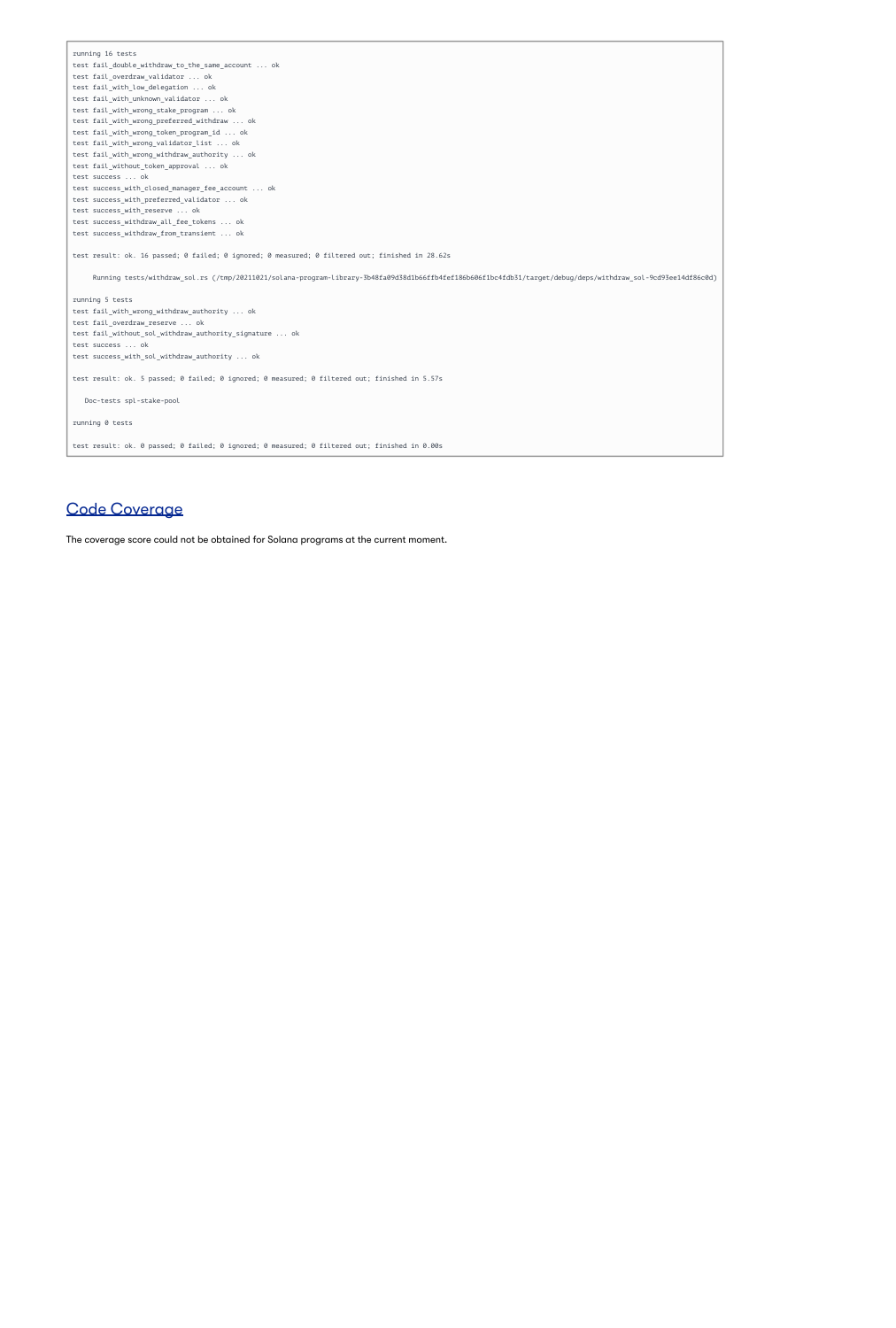```
running 16 tests
test fail_double_withdraw_to_the_same_account ... ok
test fail_overdraw_validator ... ok
test fail_with_low_delegation ... ok
test fail_with_unknown_validator ... ok
test fail_with_wrong_stake_program ... ok
test fail_with_wrong_preferred_withdraw ... ok
test fail_with_wrong_token_program_id ... ok
test fail_with_wrong_validator_list ... ok
test fail_with_wrong_withdraw_authority ... ok
test fail_without_token_approval ... ok
test success ... ok
test success_with_closed_manager_fee_account ... ok
test success_with_preferred_validator ... ok
test success_with_reserve ... ok
test success_withdraw_all_fee_tokens ... ok
test success_withdraw_from_transient ... ok

test result: ok. 16 passed; 0 failed; 0 ignored; 0 measured; 0 filtered out; finished in 28.62s

     Running tests/withdraw_sol.rs (/tmp/20211021/solana-program-library-3b48fa09d38d1b66ffb4fef186b606f1bc4fdb31/target/debug/deps/withdraw_sol-9cd93ee14df86c0d)

running 5 tests
test fail_with_wrong_withdraw_authority ... ok
test fail_overdraw_reserve ... ok
test fail_without_sol_withdraw_authority_signature ... ok
test success ... ok
test success_with_sol_withdraw_authority ... ok

test result: ok. 5 passed; 0 failed; 0 ignored; 0 measured; 0 filtered out; finished in 5.57s

   Doc-tests spl-stake-pool

running 0 tests

test result: ok. 0 passed; 0 failed; 0 ignored; 0 measured; 0 filtered out; finished in 0.00s
```

## Code Coverage

The coverage score could not be obtained for Solana programs at the current moment.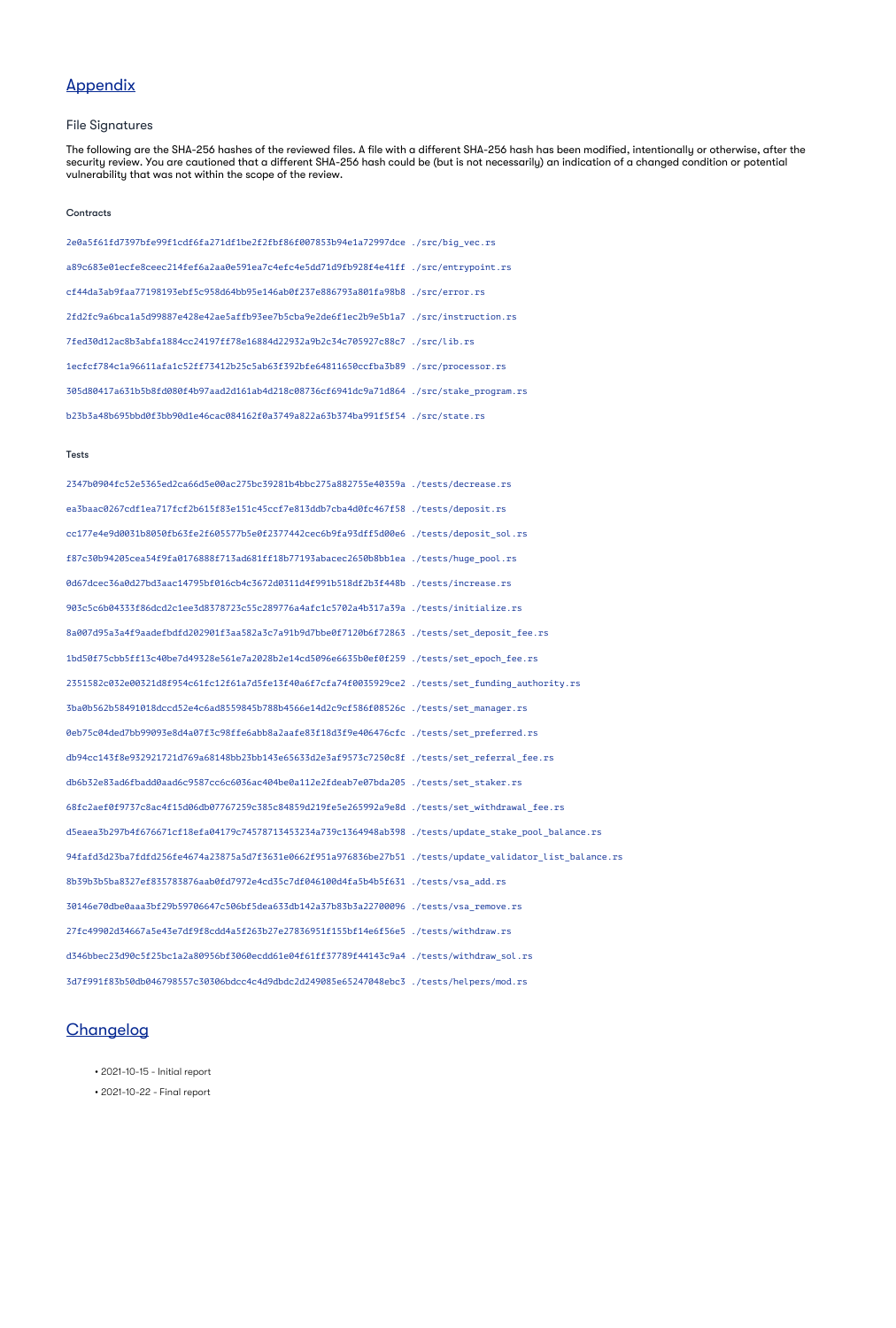## Appendix

### File Signatures

The following are the SHA-256 hashes of the reviewed files. A file with a different SHA-256 hash has been modified, intentionally or otherwise, after the security review. You are cautioned that a different SHA-256 hash could be (but is not necessarily) an indication of a changed condition or potential vulnerability that was not within the scope of the review.

#### Contracts

```
2e0a5f61fd7397bfe99f1cdf6fa271df1be2f2fbf86f007853b94e1a72997dce ./src/big_vec.rs
a89c683e01ecfe8ceec214fef6a2aa0e591ea7c4efc4e5dd71d9fb928f4e41ff ./src/entrypoint.rs
cf44da3ab9faa77198193ebf5c958d64bb95e146ab0f237e886793a801fa98b8 ./src/error.rs
2fd2fc9a6bca1a5d99887e428e42ae5affb93ee7b5cba9e2de6f1ec2b9e5b1a7 ./src/instruction.rs
7fed30d12ac8b3abfa1884cc24197ff78e16884d22932a9b2c34c705927c88c7 ./src/lib.rs
1ecfcf784c1a96611afa1c52ff73412b25c5ab63f392bfe64811650ccfba3b89 ./src/processor.rs
305d80417a631b5b8fd080f4b97aad2d161ab4d218c08736cf6941dc9a71d864 ./src/stake_program.rs
b23b3a48b695bbd0f3bb90d1e46cac084162f0a3749a822a63b374ba991f5f54 ./src/state.rs
```

#### Tests

```
2347b0904fc52e5365ed2ca66d5e00ac275bc39281b4bbc275a882755e40359a ./tests/decrease.rs
ea3baac0267cdf1ea717fcf2b615f83e151c45ccf7e813ddb7cba4d0fc467f58 ./tests/deposit.rs
cc177e4e9d0031b8050fb63fe2f605577b5e0f2377442cec6b9fa93dff5d00e6 ./tests/deposit_sol.rs
f87c30b94205cea54f9fa0176888f713ad681ff18b77193abacec2650b8bb1ea ./tests/huge_pool.rs
0d67dcec36a0d27bd3aac14795bf016cb4c3672d0311d4f991b518df2b3f448b ./tests/increase.rs
903c5c6b04333f86dcd2c1ee3d8378723c55c289776a4afc1c5702a4b317a39a ./tests/initialize.rs
8a007d95a3a4f9aadefbdfd202901f3aa582a3c7a91b9d7bbe0f7120b6f72863 ./tests/set_deposit_fee.rs
1bd50f75cbb5ff13c40be7d49328e561e7a2028b2e14cd5096e6635b0ef0f259 ./tests/set_epoch_fee.rs
2351582c032e00321d8f954c61fc12f61a7d5fe13f40a6f7cfa74f0035929ce2 ./tests/set_funding_authority.rs
3ba0b562b58491018dccd52e4c6ad8559845b788b4566e14d2c9cf586f08526c ./tests/set_manager.rs
0eb75c04ded7bb99093e8d4a07f3c98ffe6abb8a2aafe83f18d3f9e406476cfc ./tests/set_preferred.rs
db94cc143f8e932921721d769a68148bb23bb143e65633d2e3af9573c7250c8f ./tests/set_referral_fee.rs
db6b32e83ad6fbadd0aad6c9587cc6c6036ac404be0a112e2fdeab7e07bda205 ./tests/set_staker.rs
68fc2aef0f9737c8ac4f15d06db07767259c385c84859d219fe5e265992a9e8d ./tests/set_withdrawal_fee.rs
d5eaea3b297b4f676671cf18efa04179c74578713453234a739c1364948ab398 ./tests/update_stake_pool_balance.rs
94fafd3d23ba7fdfd256fe4674a23875a5d7f3631e0662f951a976836be27b51 ./tests/update_validator_list_balance.rs
8b39b3b5ba8327ef835783876aab0fd7972e4cd35c7df046100d4fa5b4b5f631 ./tests/vsa_add.rs
30146e70dbe0aaa3bf29b59706647c506bf5dea633db142a37b83b3a22700096 ./tests/vsa_remove.rs
27fc49902d34667a5e43e7df9f8cdd4a5f263b27e27836951f155bf14e6f56e5 ./tests/withdraw.rs
d346bbec23d90c5f25bc1a2a80956bf3060ecdd61e04f61ff37789f44143c9a4 ./tests/withdraw_sol.rs
3d7f991f83b50db046798557c30306bdcc4c4d9dbdc2d249085e65247048ebc3 ./tests/helpers/mod.rs
```

## Changelog

- 2021-10-15 - Initial report
- 2021-10-22 - Final report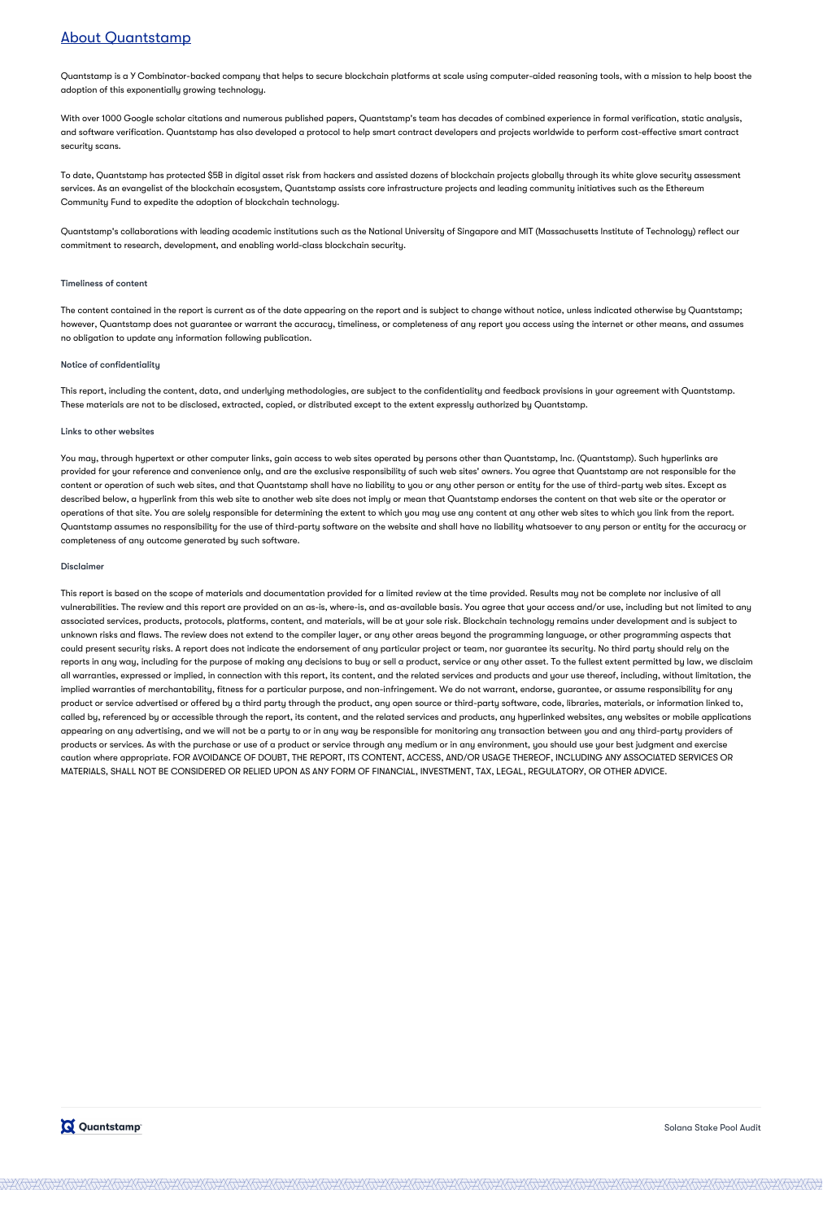## About Quantstamp

Quantstamp is a Y Combinator-backed company that helps to secure blockchain platforms at scale using computer-aided reasoning tools, with a mission to help boost the adoption of this exponentially growing technology.

With over 1000 Google scholar citations and numerous published papers, Quantstamp's team has decades of combined experience in formal verification, static analysis, and software verification. Quantstamp has also developed a protocol to help smart contract developers and projects worldwide to perform cost-effective smart contract security scans.

To date, Quantstamp has protected $5B in digital asset risk from hackers and assisted dozens of blockchain projects globally through its white glove security assessment services. As an evangelist of the blockchain ecosystem, Quantstamp assists core infrastructure projects and leading community initiatives such as the Ethereum Community Fund to expedite the adoption of blockchain technology.

Quantstamp's collaborations with leading academic institutions such as the National University of Singapore and MIT (Massachusetts Institute of Technology) reflect our commitment to research, development, and enabling world-class blockchain security.

#### Timeliness of content

The content contained in the report is current as of the date appearing on the report and is subject to change without notice, unless indicated otherwise by Quantstamp; however, Quantstamp does not guarantee or warrant the accuracy, timeliness, or completeness of any report you access using the internet or other means, and assumes no obligation to update any information following publication.

#### Notice of confidentiality

This report, including the content, data, and underlying methodologies, are subject to the confidentiality and feedback provisions in your agreement with Quantstamp. These materials are not to be disclosed, extracted, copied, or distributed except to the extent expressly authorized by Quantstamp.

#### Links to other websites

You may, through hypertext or other computer links, gain access to web sites operated by persons other than Quantstamp, Inc. (Quantstamp). Such hyperlinks are provided for your reference and convenience only, and are the exclusive responsibility of such web sites' owners. You agree that Quantstamp are not responsible for the content or operation of such web sites, and that Quantstamp shall have no liability to you or any other person or entity for the use of third-party web sites. Except as described below, a hyperlink from this web site to another web site does not imply or mean that Quantstamp endorses the content on that web site or the operator or operations of that site. You are solely responsible for determining the extent to which you may use any content at any other web sites to which you link from the report. Quantstamp assumes no responsibility for the use of third-party software on the website and shall have no liability whatsoever to any person or entity for the accuracy or completeness of any outcome generated by such software.

#### Disclaimer

This report is based on the scope of materials and documentation provided for a limited review at the time provided. Results may not be complete nor inclusive of all vulnerabilities. The review and this report are provided on an as-is, where-is, and as-available basis. You agree that your access and/or use, including but not limited to any associated services, products, protocols, platforms, content, and materials, will be at your sole risk. Blockchain technology remains under development and is subject to unknown risks and flaws. The review does not extend to the compiler layer, or any other areas beyond the programming language, or other programming aspects that could present security risks. A report does not indicate the endorsement of any particular project or team, nor guarantee its security. No third party should rely on the reports in any way, including for the purpose of making any decisions to buy or sell a product, service or any other asset. To the fullest extent permitted by law, we disclaim all warranties, expressed or implied, in connection with this report, its content, and the related services and products and your use thereof, including, without limitation, the implied warranties of merchantability, fitness for a particular purpose, and non-infringement. We do not warrant, endorse, guarantee, or assume responsibility for any product or service advertised or offered by a third party through the product, any open source or third-party software, code, libraries, materials, or information linked to, called by, referenced by or accessible through the report, its content, and the related services and products, any hyperlinked websites, any websites or mobile applications appearing on any advertising, and we will not be a party to or in any way be responsible for monitoring any transaction between you and any third-party providers of products or services. As with the purchase or use of a product or service through any medium or in any environment, you should use your best judgment and exercise caution where appropriate. FOR AVOIDANCE OF DOUBT, THE REPORT, ITS CONTENT, ACCESS, AND/OR USAGE THEREOF, INCLUDING ANY ASSOCIATED SERVICES OR MATERIALS, SHALL NOT BE CONSIDERED OR RELIED UPON AS ANY FORM OF FINANCIAL, INVESTMENT, TAX, LEGAL, REGULATORY, OR OTHER ADVICE.